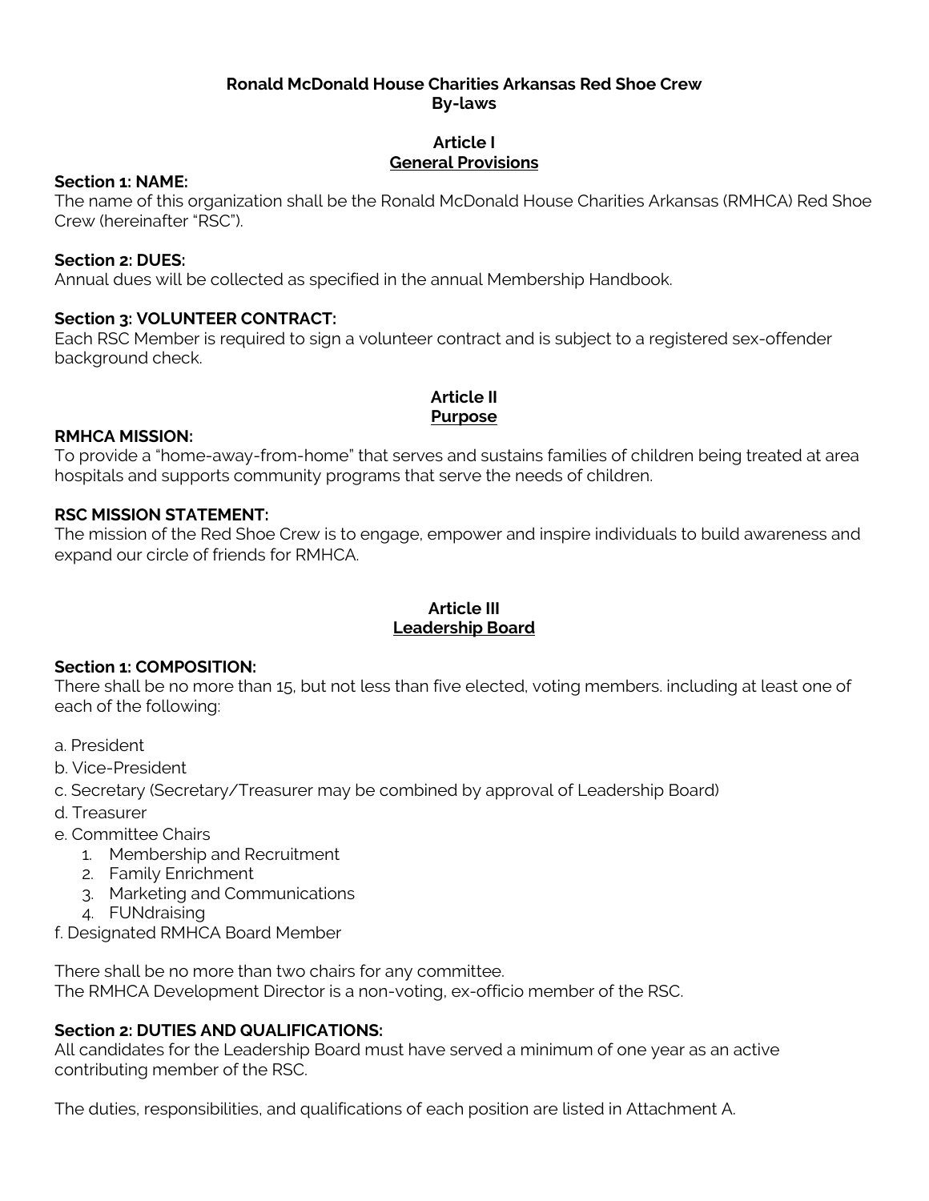# Ronald McDonald House Charities Arkansas Red Shoe Crew
# By-laws

## Article I
## General Provisions

**Section 1: NAME:**
The name of this organization shall be the Ronald McDonald House Charities Arkansas (RMHCA) Red Shoe Crew (hereinafter "RSC").

**Section 2: DUES:**
Annual dues will be collected as specified in the annual Membership Handbook.

**Section 3: VOLUNTEER CONTRACT:**
Each RSC Member is required to sign a volunteer contract and is subject to a registered sex-offender background check.

## Article II
## Purpose

**RMHCA MISSION:**
To provide a "home-away-from-home" that serves and sustains families of children being treated at area hospitals and supports community programs that serve the needs of children.

**RSC MISSION STATEMENT:**
The mission of the Red Shoe Crew is to engage, empower and inspire individuals to build awareness and expand our circle of friends for RMHCA.

## Article III
## Leadership Board

**Section 1: COMPOSITION:**
There shall be no more than 15, but not less than five elected, voting members. including at least one of each of the following:

a. President
b. Vice-President
c. Secretary (Secretary/Treasurer may be combined by approval of Leadership Board)
d. Treasurer
e. Committee Chairs
   1. Membership and Recruitment
   2. Family Enrichment
   3. Marketing and Communications
   4. FUNdraising
f. Designated RMHCA Board Member

There shall be no more than two chairs for any committee.
The RMHCA Development Director is a non-voting, ex-officio member of the RSC.

**Section 2: DUTIES AND QUALIFICATIONS:**
All candidates for the Leadership Board must have served a minimum of one year as an active contributing member of the RSC.

The duties, responsibilities, and qualifications of each position are listed in Attachment A.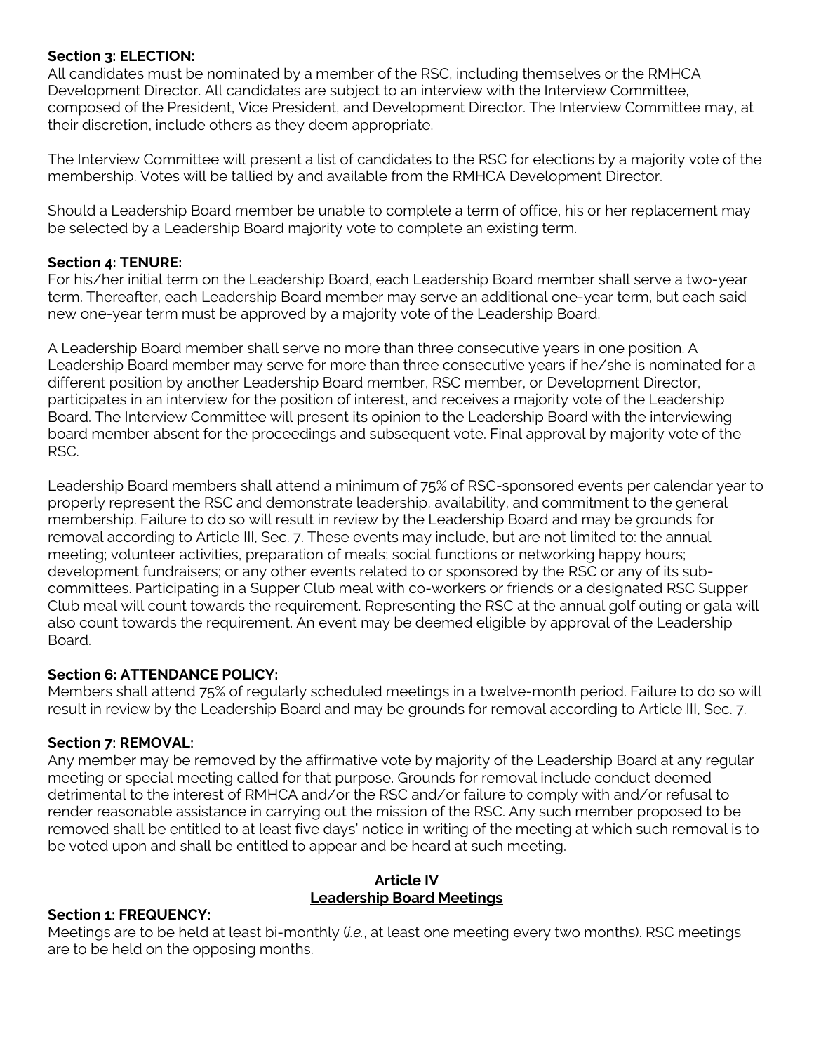**Section 3: ELECTION:**
All candidates must be nominated by a member of the RSC, including themselves or the RMHCA Development Director. All candidates are subject to an interview with the Interview Committee, composed of the President, Vice President, and Development Director. The Interview Committee may, at their discretion, include others as they deem appropriate.

The Interview Committee will present a list of candidates to the RSC for elections by a majority vote of the membership. Votes will be tallied by and available from the RMHCA Development Director.

Should a Leadership Board member be unable to complete a term of office, his or her replacement may be selected by a Leadership Board majority vote to complete an existing term.

**Section 4: TENURE:**
For his/her initial term on the Leadership Board, each Leadership Board member shall serve a two-year term. Thereafter, each Leadership Board member may serve an additional one-year term, but each said new one-year term must be approved by a majority vote of the Leadership Board.

A Leadership Board member shall serve no more than three consecutive years in one position. A Leadership Board member may serve for more than three consecutive years if he/she is nominated for a different position by another Leadership Board member, RSC member, or Development Director, participates in an interview for the position of interest, and receives a majority vote of the Leadership Board. The Interview Committee will present its opinion to the Leadership Board with the interviewing board member absent for the proceedings and subsequent vote. Final approval by majority vote of the RSC.

Leadership Board members shall attend a minimum of 75% of RSC-sponsored events per calendar year to properly represent the RSC and demonstrate leadership, availability, and commitment to the general membership. Failure to do so will result in review by the Leadership Board and may be grounds for removal according to Article III, Sec. 7. These events may include, but are not limited to: the annual meeting; volunteer activities, preparation of meals; social functions or networking happy hours; development fundraisers; or any other events related to or sponsored by the RSC or any of its sub-committees. Participating in a Supper Club meal with co-workers or friends or a designated RSC Supper Club meal will count towards the requirement. Representing the RSC at the annual golf outing or gala will also count towards the requirement. An event may be deemed eligible by approval of the Leadership Board.

**Section 6: ATTENDANCE POLICY:**
Members shall attend 75% of regularly scheduled meetings in a twelve-month period. Failure to do so will result in review by the Leadership Board and may be grounds for removal according to Article III, Sec. 7.

**Section 7: REMOVAL:**
Any member may be removed by the affirmative vote by majority of the Leadership Board at any regular meeting or special meeting called for that purpose. Grounds for removal include conduct deemed detrimental to the interest of RMHCA and/or the RSC and/or failure to comply with and/or refusal to render reasonable assistance in carrying out the mission of the RSC. Any such member proposed to be removed shall be entitled to at least five days' notice in writing of the meeting at which such removal is to be voted upon and shall be entitled to appear and be heard at such meeting.

## Article IV
## Leadership Board Meetings

**Section 1: FREQUENCY:**
Meetings are to be held at least bi-monthly (*i.e.*, at least one meeting every two months). RSC meetings are to be held on the opposing months.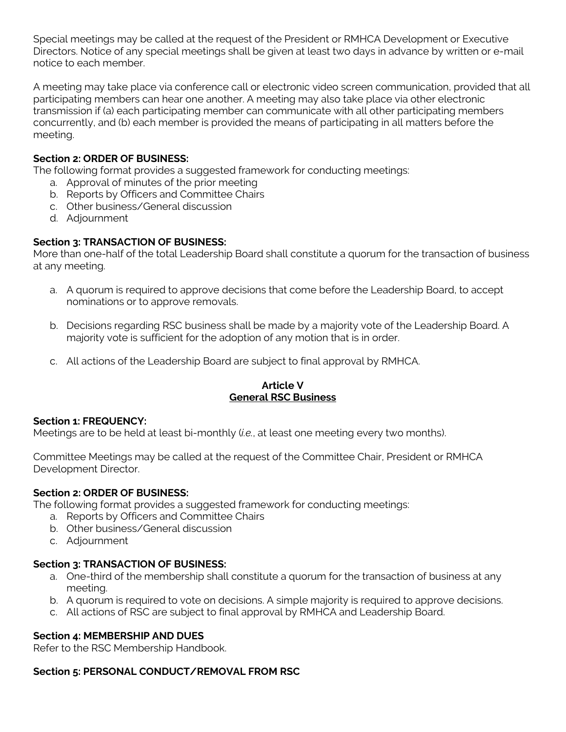Special meetings may be called at the request of the President or RMHCA Development or Executive Directors. Notice of any special meetings shall be given at least two days in advance by written or e-mail notice to each member.

A meeting may take place via conference call or electronic video screen communication, provided that all participating members can hear one another. A meeting may also take place via other electronic transmission if (a) each participating member can communicate with all other participating members concurrently, and (b) each member is provided the means of participating in all matters before the meeting.

**Section 2: ORDER OF BUSINESS:**
The following format provides a suggested framework for conducting meetings:

a. Approval of minutes of the prior meeting
b. Reports by Officers and Committee Chairs
c. Other business/General discussion
d. Adjournment

**Section 3: TRANSACTION OF BUSINESS:**
More than one-half of the total Leadership Board shall constitute a quorum for the transaction of business at any meeting.

a. A quorum is required to approve decisions that come before the Leadership Board, to accept nominations or to approve removals.

b. Decisions regarding RSC business shall be made by a majority vote of the Leadership Board. A majority vote is sufficient for the adoption of any motion that is in order.

c. All actions of the Leadership Board are subject to final approval by RMHCA.

## Article V
## General RSC Business

**Section 1: FREQUENCY:**
Meetings are to be held at least bi-monthly (*i.e.*, at least one meeting every two months).

Committee Meetings may be called at the request of the Committee Chair, President or RMHCA Development Director.

**Section 2: ORDER OF BUSINESS:**
The following format provides a suggested framework for conducting meetings:

a. Reports by Officers and Committee Chairs
b. Other business/General discussion
c. Adjournment

**Section 3: TRANSACTION OF BUSINESS:**

a. One-third of the membership shall constitute a quorum for the transaction of business at any meeting.
b. A quorum is required to vote on decisions. A simple majority is required to approve decisions.
c. All actions of RSC are subject to final approval by RMHCA and Leadership Board.

**Section 4: MEMBERSHIP AND DUES**
Refer to the RSC Membership Handbook.

**Section 5: PERSONAL CONDUCT/REMOVAL FROM RSC**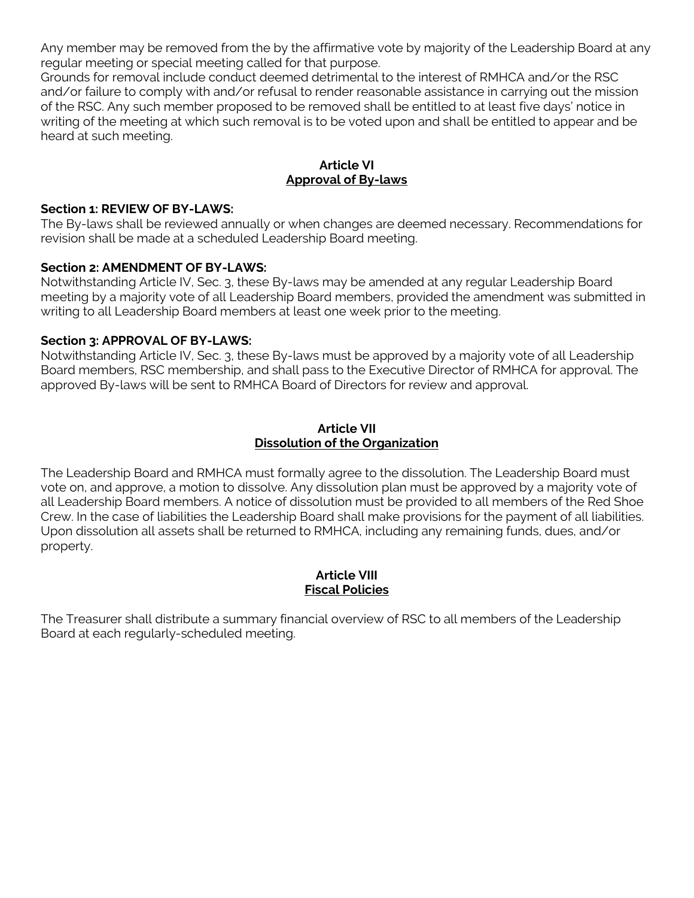Any member may be removed from the by the affirmative vote by majority of the Leadership Board at any regular meeting or special meeting called for that purpose.
Grounds for removal include conduct deemed detrimental to the interest of RMHCA and/or the RSC and/or failure to comply with and/or refusal to render reasonable assistance in carrying out the mission of the RSC. Any such member proposed to be removed shall be entitled to at least five days' notice in writing of the meeting at which such removal is to be voted upon and shall be entitled to appear and be heard at such meeting.

## Article VI
## Approval of By-laws

**Section 1: REVIEW OF BY-LAWS:**
The By-laws shall be reviewed annually or when changes are deemed necessary. Recommendations for revision shall be made at a scheduled Leadership Board meeting.

**Section 2: AMENDMENT OF BY-LAWS:**
Notwithstanding Article IV, Sec. 3, these By-laws may be amended at any regular Leadership Board meeting by a majority vote of all Leadership Board members, provided the amendment was submitted in writing to all Leadership Board members at least one week prior to the meeting.

**Section 3: APPROVAL OF BY-LAWS:**
Notwithstanding Article IV, Sec. 3, these By-laws must be approved by a majority vote of all Leadership Board members, RSC membership, and shall pass to the Executive Director of RMHCA for approval. The approved By-laws will be sent to RMHCA Board of Directors for review and approval.

## Article VII
## Dissolution of the Organization

The Leadership Board and RMHCA must formally agree to the dissolution. The Leadership Board must vote on, and approve, a motion to dissolve. Any dissolution plan must be approved by a majority vote of all Leadership Board members. A notice of dissolution must be provided to all members of the Red Shoe Crew. In the case of liabilities the Leadership Board shall make provisions for the payment of all liabilities. Upon dissolution all assets shall be returned to RMHCA, including any remaining funds, dues, and/or property.

## Article VIII
## Fiscal Policies

The Treasurer shall distribute a summary financial overview of RSC to all members of the Leadership Board at each regularly-scheduled meeting.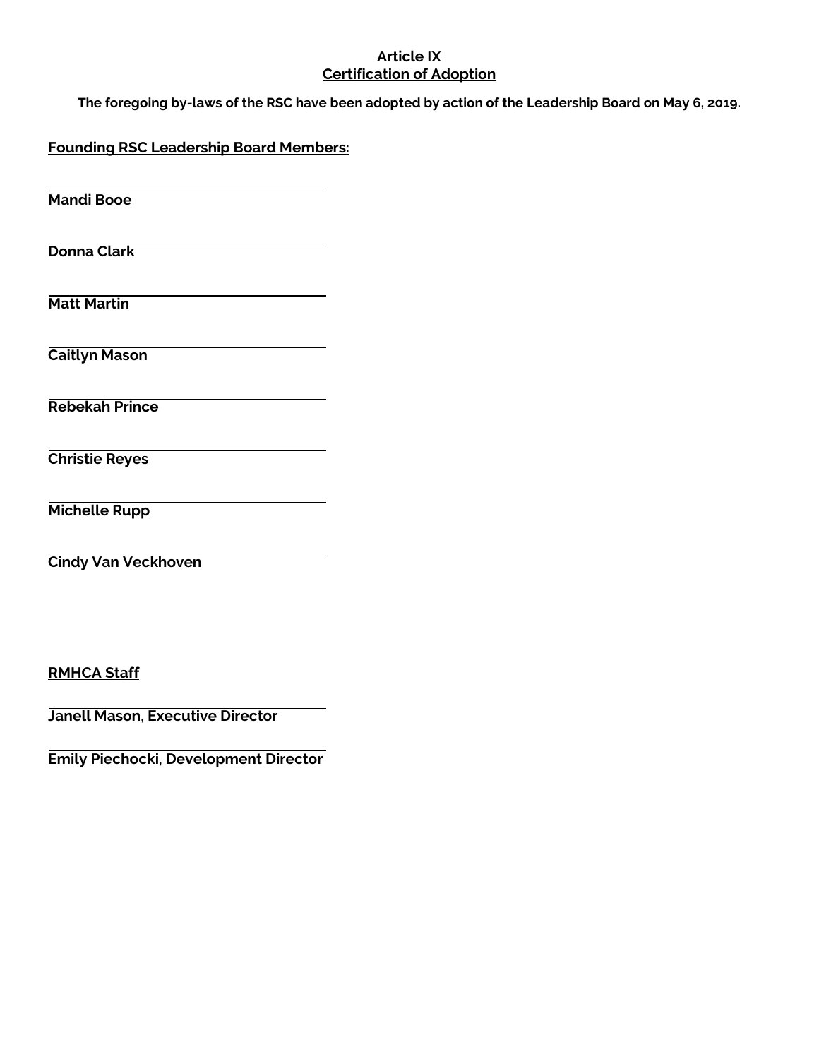## Article IX
## Certification of Adoption

**The foregoing by-laws of the RSC have been adopted by action of the Leadership Board on May 6, 2019.**

**Founding RSC Leadership Board Members:**

\_\_\_\_\_\_\_\_\_\_\_\_\_\_\_\_\_\_\_\_\_\_\_\_\_\_\_\_\_\_\_\_\_\_\_\_

**Mandi Booe**

\_\_\_\_\_\_\_\_\_\_\_\_\_\_\_\_\_\_\_\_\_\_\_\_\_\_\_\_\_\_\_\_\_\_\_\_

**Donna Clark**

\_\_\_\_\_\_\_\_\_\_\_\_\_\_\_\_\_\_\_\_\_\_\_\_\_\_\_\_\_\_\_\_\_\_\_\_

**Matt Martin**

\_\_\_\_\_\_\_\_\_\_\_\_\_\_\_\_\_\_\_\_\_\_\_\_\_\_\_\_\_\_\_\_\_\_\_\_

**Caitlyn Mason**

\_\_\_\_\_\_\_\_\_\_\_\_\_\_\_\_\_\_\_\_\_\_\_\_\_\_\_\_\_\_\_\_\_\_\_\_

**Rebekah Prince**

\_\_\_\_\_\_\_\_\_\_\_\_\_\_\_\_\_\_\_\_\_\_\_\_\_\_\_\_\_\_\_\_\_\_\_\_

**Christie Reyes**

\_\_\_\_\_\_\_\_\_\_\_\_\_\_\_\_\_\_\_\_\_\_\_\_\_\_\_\_\_\_\_\_\_\_\_\_

**Michelle Rupp**

\_\_\_\_\_\_\_\_\_\_\_\_\_\_\_\_\_\_\_\_\_\_\_\_\_\_\_\_\_\_\_\_\_\_\_\_

**Cindy Van Veckhoven**

**RMHCA Staff**

\_\_\_\_\_\_\_\_\_\_\_\_\_\_\_\_\_\_\_\_\_\_\_\_\_\_\_\_\_\_\_\_\_\_\_\_

**Janell Mason, Executive Director**

\_\_\_\_\_\_\_\_\_\_\_\_\_\_\_\_\_\_\_\_\_\_\_\_\_\_\_\_\_\_\_\_\_\_\_\_

**Emily Piechocki, Development Director**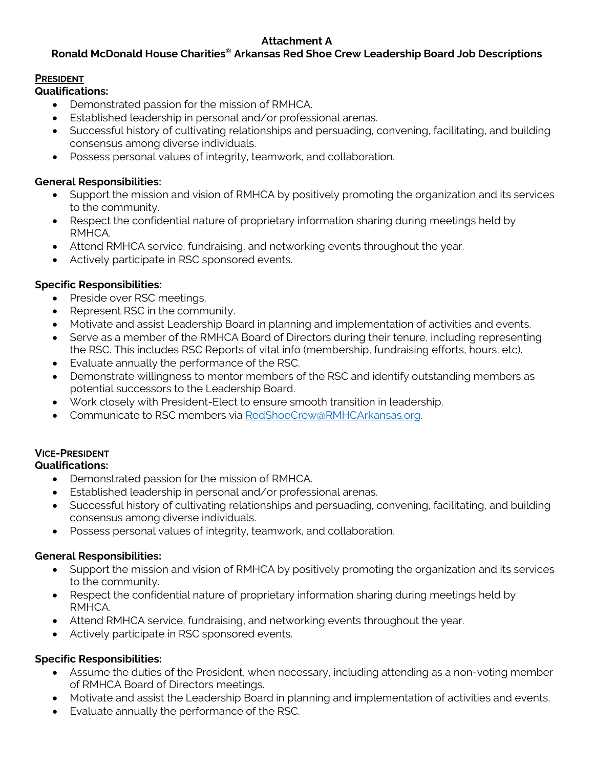**Attachment A**

**Ronald McDonald House Charities® Arkansas Red Shoe Crew Leadership Board Job Descriptions**

**PRESIDENT**

**Qualifications:**

- Demonstrated passion for the mission of RMHCA.
- Established leadership in personal and/or professional arenas.
- Successful history of cultivating relationships and persuading, convening, facilitating, and building consensus among diverse individuals.
- Possess personal values of integrity, teamwork, and collaboration.

**General Responsibilities:**

- Support the mission and vision of RMHCA by positively promoting the organization and its services to the community.
- Respect the confidential nature of proprietary information sharing during meetings held by RMHCA.
- Attend RMHCA service, fundraising, and networking events throughout the year.
- Actively participate in RSC sponsored events.

**Specific Responsibilities:**

- Preside over RSC meetings.
- Represent RSC in the community.
- Motivate and assist Leadership Board in planning and implementation of activities and events.
- Serve as a member of the RMHCA Board of Directors during their tenure, including representing the RSC. This includes RSC Reports of vital info (membership, fundraising efforts, hours, etc).
- Evaluate annually the performance of the RSC.
- Demonstrate willingness to mentor members of the RSC and identify outstanding members as potential successors to the Leadership Board.
- Work closely with President-Elect to ensure smooth transition in leadership.
- Communicate to RSC members via RedShoeCrew@RMHCArkansas.org.

**VICE-PRESIDENT**

**Qualifications:**

- Demonstrated passion for the mission of RMHCA.
- Established leadership in personal and/or professional arenas.
- Successful history of cultivating relationships and persuading, convening, facilitating, and building consensus among diverse individuals.
- Possess personal values of integrity, teamwork, and collaboration.

**General Responsibilities:**

- Support the mission and vision of RMHCA by positively promoting the organization and its services to the community.
- Respect the confidential nature of proprietary information sharing during meetings held by RMHCA.
- Attend RMHCA service, fundraising, and networking events throughout the year.
- Actively participate in RSC sponsored events.

**Specific Responsibilities:**

- Assume the duties of the President, when necessary, including attending as a non-voting member of RMHCA Board of Directors meetings.
- Motivate and assist the Leadership Board in planning and implementation of activities and events.
- Evaluate annually the performance of the RSC.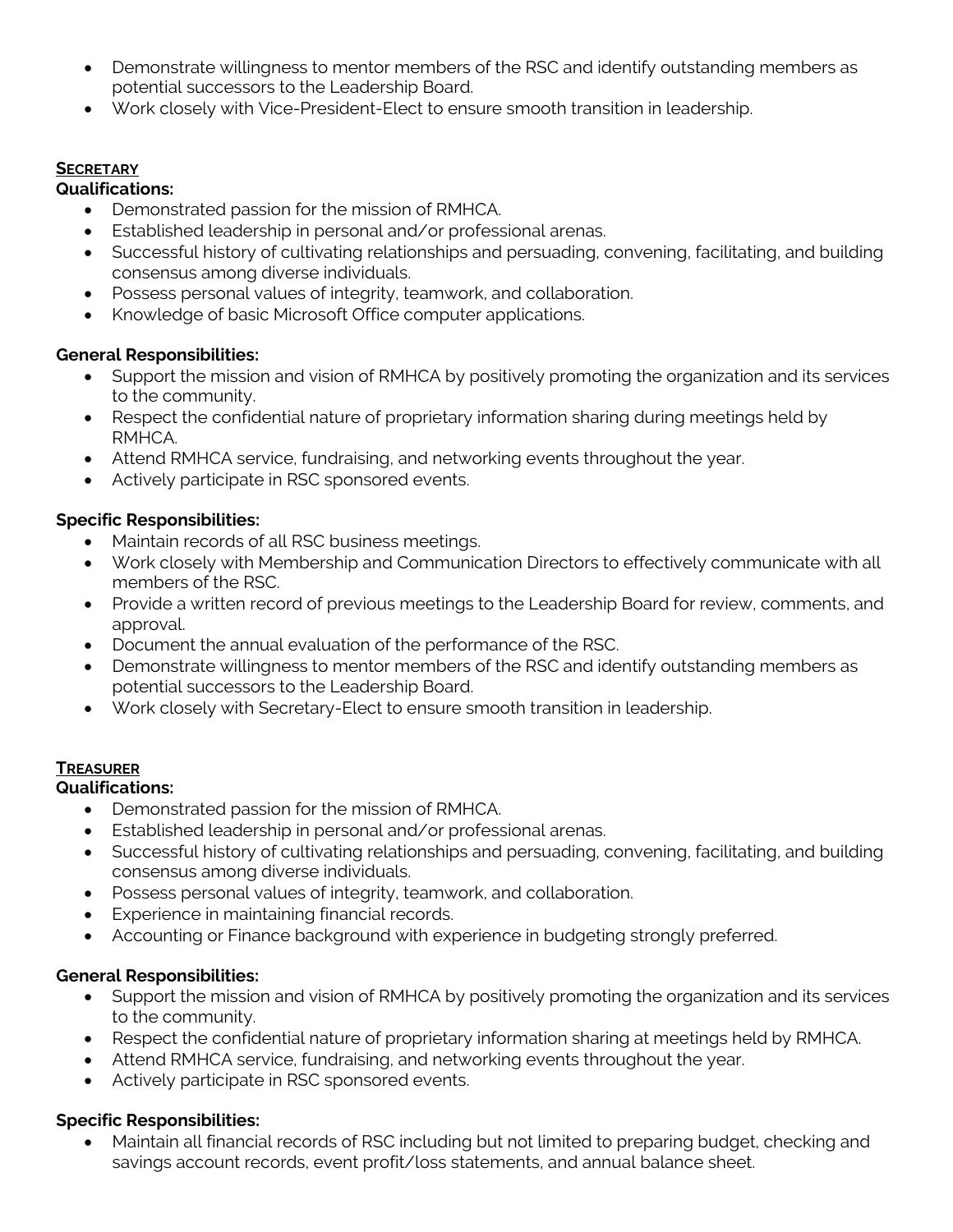- Demonstrate willingness to mentor members of the RSC and identify outstanding members as potential successors to the Leadership Board.
- Work closely with Vice-President-Elect to ensure smooth transition in leadership.

## SECRETARY

**Qualifications:**

- Demonstrated passion for the mission of RMHCA.
- Established leadership in personal and/or professional arenas.
- Successful history of cultivating relationships and persuading, convening, facilitating, and building consensus among diverse individuals.
- Possess personal values of integrity, teamwork, and collaboration.
- Knowledge of basic Microsoft Office computer applications.

**General Responsibilities:**

- Support the mission and vision of RMHCA by positively promoting the organization and its services to the community.
- Respect the confidential nature of proprietary information sharing during meetings held by RMHCA.
- Attend RMHCA service, fundraising, and networking events throughout the year.
- Actively participate in RSC sponsored events.

**Specific Responsibilities:**

- Maintain records of all RSC business meetings.
- Work closely with Membership and Communication Directors to effectively communicate with all members of the RSC.
- Provide a written record of previous meetings to the Leadership Board for review, comments, and approval.
- Document the annual evaluation of the performance of the RSC.
- Demonstrate willingness to mentor members of the RSC and identify outstanding members as potential successors to the Leadership Board.
- Work closely with Secretary-Elect to ensure smooth transition in leadership.

## TREASURER

**Qualifications:**

- Demonstrated passion for the mission of RMHCA.
- Established leadership in personal and/or professional arenas.
- Successful history of cultivating relationships and persuading, convening, facilitating, and building consensus among diverse individuals.
- Possess personal values of integrity, teamwork, and collaboration.
- Experience in maintaining financial records.
- Accounting or Finance background with experience in budgeting strongly preferred.

**General Responsibilities:**

- Support the mission and vision of RMHCA by positively promoting the organization and its services to the community.
- Respect the confidential nature of proprietary information sharing at meetings held by RMHCA.
- Attend RMHCA service, fundraising, and networking events throughout the year.
- Actively participate in RSC sponsored events.

**Specific Responsibilities:**

- Maintain all financial records of RSC including but not limited to preparing budget, checking and savings account records, event profit/loss statements, and annual balance sheet.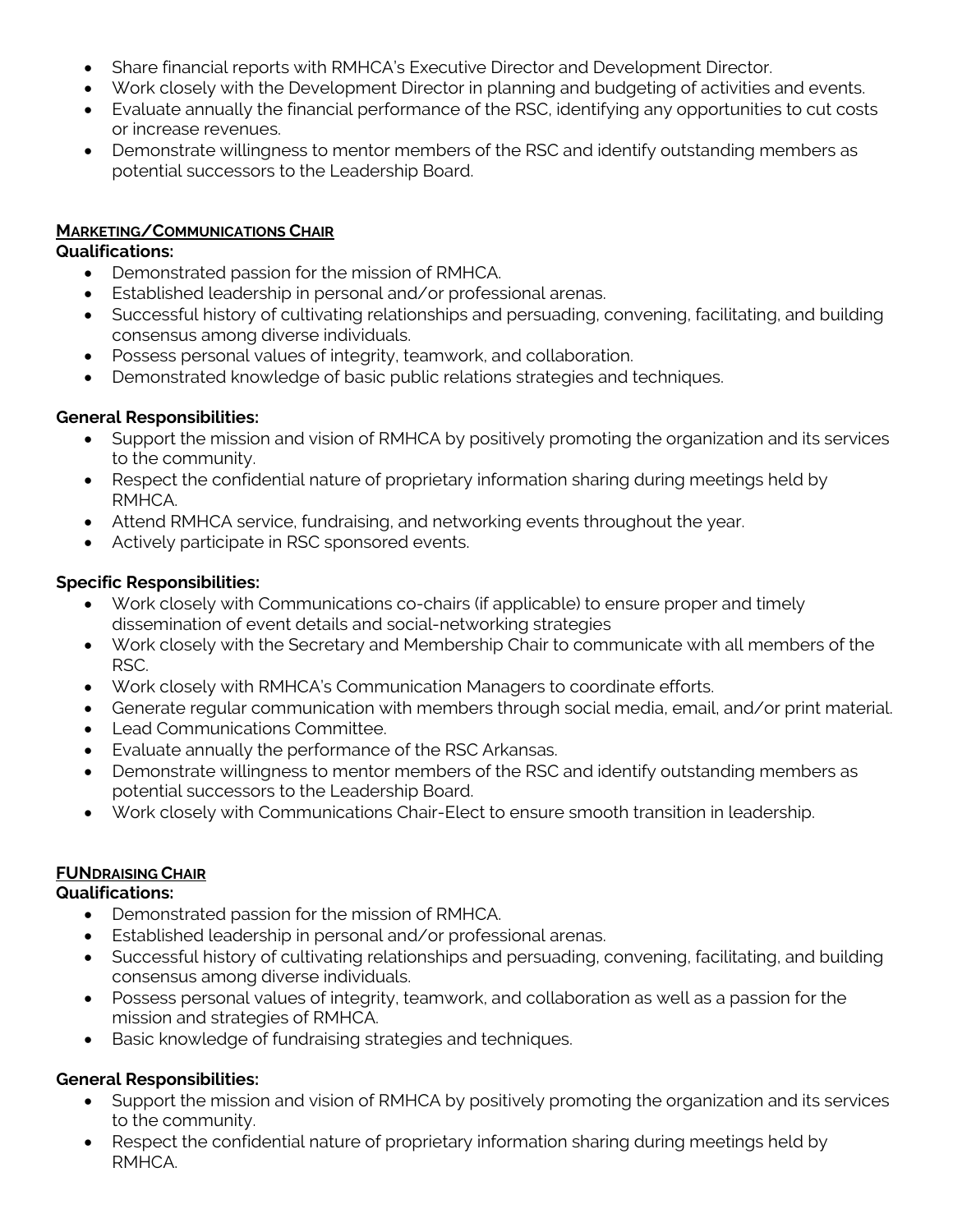- Share financial reports with RMHCA's Executive Director and Development Director.
- Work closely with the Development Director in planning and budgeting of activities and events.
- Evaluate annually the financial performance of the RSC, identifying any opportunities to cut costs or increase revenues.
- Demonstrate willingness to mentor members of the RSC and identify outstanding members as potential successors to the Leadership Board.

### MARKETING/COMMUNICATIONS CHAIR

**Qualifications:**

- Demonstrated passion for the mission of RMHCA.
- Established leadership in personal and/or professional arenas.
- Successful history of cultivating relationships and persuading, convening, facilitating, and building consensus among diverse individuals.
- Possess personal values of integrity, teamwork, and collaboration.
- Demonstrated knowledge of basic public relations strategies and techniques.

**General Responsibilities:**

- Support the mission and vision of RMHCA by positively promoting the organization and its services to the community.
- Respect the confidential nature of proprietary information sharing during meetings held by RMHCA.
- Attend RMHCA service, fundraising, and networking events throughout the year.
- Actively participate in RSC sponsored events.

**Specific Responsibilities:**

- Work closely with Communications co-chairs (if applicable) to ensure proper and timely dissemination of event details and social-networking strategies
- Work closely with the Secretary and Membership Chair to communicate with all members of the RSC.
- Work closely with RMHCA's Communication Managers to coordinate efforts.
- Generate regular communication with members through social media, email, and/or print material.
- Lead Communications Committee.
- Evaluate annually the performance of the RSC Arkansas.
- Demonstrate willingness to mentor members of the RSC and identify outstanding members as potential successors to the Leadership Board.
- Work closely with Communications Chair-Elect to ensure smooth transition in leadership.

### FUNDRAISING CHAIR

**Qualifications:**

- Demonstrated passion for the mission of RMHCA.
- Established leadership in personal and/or professional arenas.
- Successful history of cultivating relationships and persuading, convening, facilitating, and building consensus among diverse individuals.
- Possess personal values of integrity, teamwork, and collaboration as well as a passion for the mission and strategies of RMHCA.
- Basic knowledge of fundraising strategies and techniques.

**General Responsibilities:**

- Support the mission and vision of RMHCA by positively promoting the organization and its services to the community.
- Respect the confidential nature of proprietary information sharing during meetings held by RMHCA.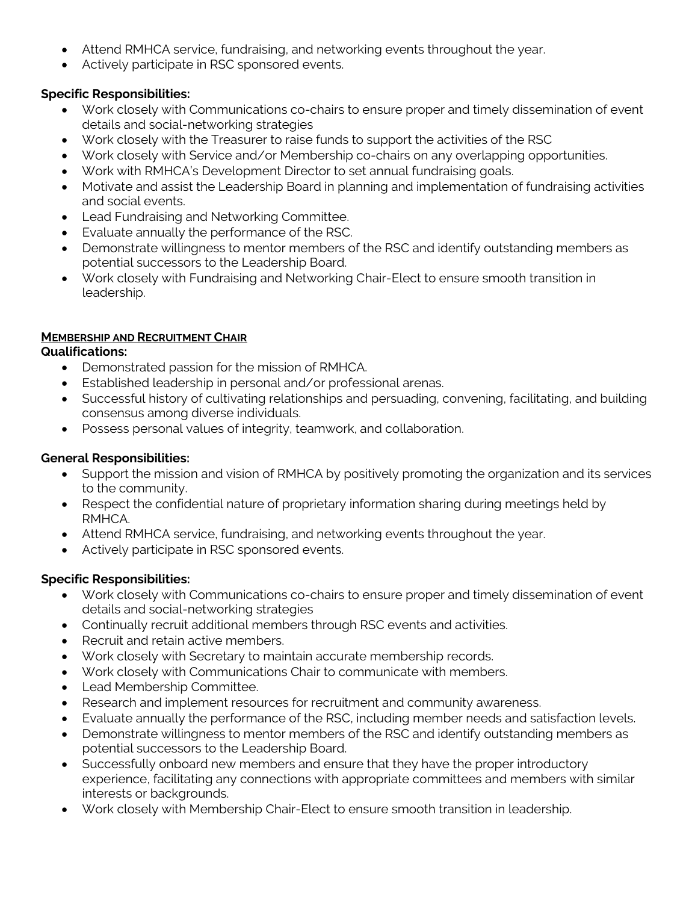- Attend RMHCA service, fundraising, and networking events throughout the year.
- Actively participate in RSC sponsored events.

**Specific Responsibilities:**

- Work closely with Communications co-chairs to ensure proper and timely dissemination of event details and social-networking strategies
- Work closely with the Treasurer to raise funds to support the activities of the RSC
- Work closely with Service and/or Membership co-chairs on any overlapping opportunities.
- Work with RMHCA's Development Director to set annual fundraising goals.
- Motivate and assist the Leadership Board in planning and implementation of fundraising activities and social events.
- Lead Fundraising and Networking Committee.
- Evaluate annually the performance of the RSC.
- Demonstrate willingness to mentor members of the RSC and identify outstanding members as potential successors to the Leadership Board.
- Work closely with Fundraising and Networking Chair-Elect to ensure smooth transition in leadership.

**MEMBERSHIP AND RECRUITMENT CHAIR**

**Qualifications:**

- Demonstrated passion for the mission of RMHCA.
- Established leadership in personal and/or professional arenas.
- Successful history of cultivating relationships and persuading, convening, facilitating, and building consensus among diverse individuals.
- Possess personal values of integrity, teamwork, and collaboration.

**General Responsibilities:**

- Support the mission and vision of RMHCA by positively promoting the organization and its services to the community.
- Respect the confidential nature of proprietary information sharing during meetings held by RMHCA.
- Attend RMHCA service, fundraising, and networking events throughout the year.
- Actively participate in RSC sponsored events.

**Specific Responsibilities:**

- Work closely with Communications co-chairs to ensure proper and timely dissemination of event details and social-networking strategies
- Continually recruit additional members through RSC events and activities.
- Recruit and retain active members.
- Work closely with Secretary to maintain accurate membership records.
- Work closely with Communications Chair to communicate with members.
- Lead Membership Committee.
- Research and implement resources for recruitment and community awareness.
- Evaluate annually the performance of the RSC, including member needs and satisfaction levels.
- Demonstrate willingness to mentor members of the RSC and identify outstanding members as potential successors to the Leadership Board.
- Successfully onboard new members and ensure that they have the proper introductory experience, facilitating any connections with appropriate committees and members with similar interests or backgrounds.
- Work closely with Membership Chair-Elect to ensure smooth transition in leadership.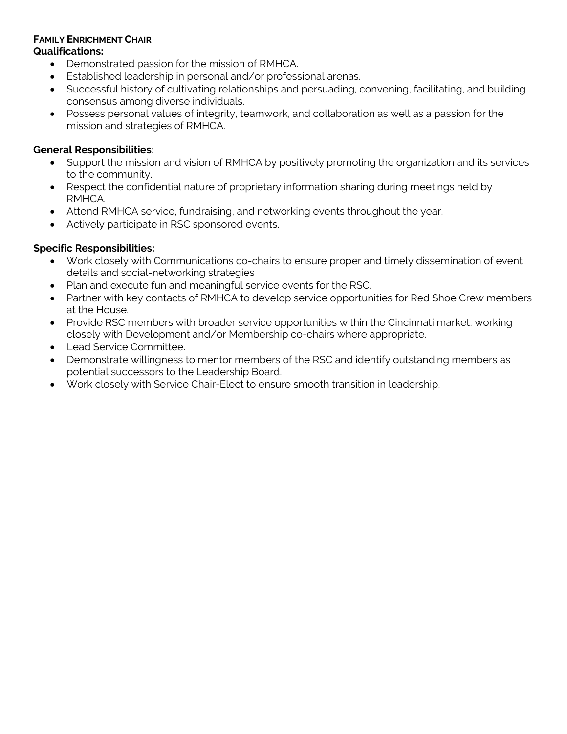## FAMILY ENRICHMENT CHAIR

**Qualifications:**

- Demonstrated passion for the mission of RMHCA.
- Established leadership in personal and/or professional arenas.
- Successful history of cultivating relationships and persuading, convening, facilitating, and building consensus among diverse individuals.
- Possess personal values of integrity, teamwork, and collaboration as well as a passion for the mission and strategies of RMHCA.

**General Responsibilities:**

- Support the mission and vision of RMHCA by positively promoting the organization and its services to the community.
- Respect the confidential nature of proprietary information sharing during meetings held by RMHCA.
- Attend RMHCA service, fundraising, and networking events throughout the year.
- Actively participate in RSC sponsored events.

**Specific Responsibilities:**

- Work closely with Communications co-chairs to ensure proper and timely dissemination of event details and social-networking strategies
- Plan and execute fun and meaningful service events for the RSC.
- Partner with key contacts of RMHCA to develop service opportunities for Red Shoe Crew members at the House.
- Provide RSC members with broader service opportunities within the Cincinnati market, working closely with Development and/or Membership co-chairs where appropriate.
- Lead Service Committee.
- Demonstrate willingness to mentor members of the RSC and identify outstanding members as potential successors to the Leadership Board.
- Work closely with Service Chair-Elect to ensure smooth transition in leadership.